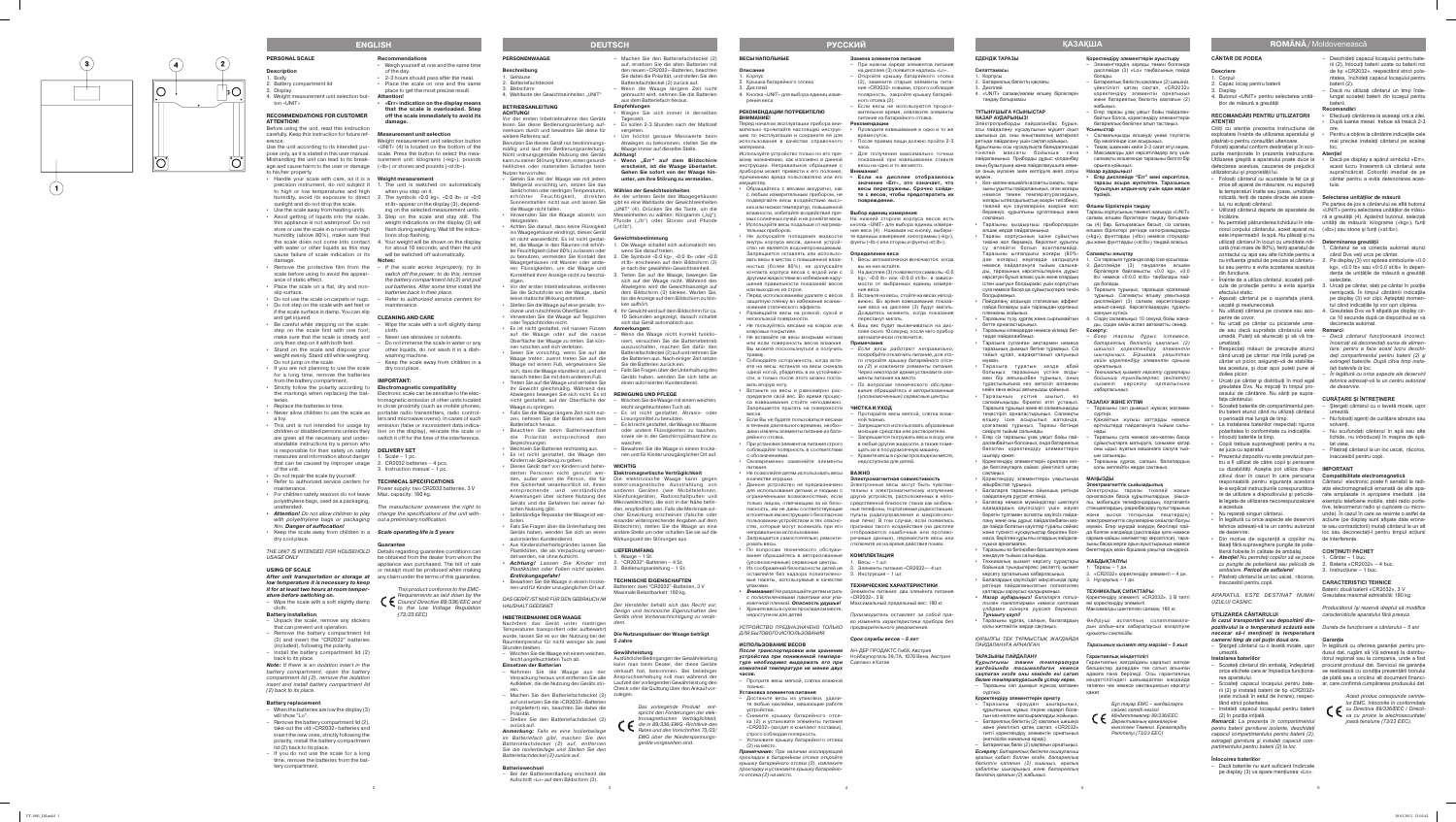# ENGLISH

## PERSONAL SCALE

### Description
1. Body
2. Battery compartment lid
3. Display
4. Weight measurement unit selection button «UNIT»

### RECOMMENDATIONS FOR CUSTOMER ATTENTION!

Before using the unit, read this instruction carefully. Keep this instruction for future reference.

Use the unit according to its intended purpose only, as it is stated in this user manual. Mishandling the unit can lead to its breakage and cause harm to the user or damage to his/her property.

- Handle your scale with care, as it is a precision instrument, do not subject it to high or low temperatures and high humidity, avoid its exposure to direct sunlight and do not drop the scale.
- Use the scale away from heating units.
- Avoid getting of liquids into the scale, this appliance is not waterproof. Do not store or use the scale in a room with high humidity (above 80%), make sure that the scale does not come into contact with water or other liquids as this may cause failure of scale indication or its damage.
- Remove the protective film from the scale before using to avoid the appearance of static effect.
- Place the scale on a flat, dry and non-slip surface.
- Do not use the scale on carpets or rugs.
- Do not step on the scale with wet feet or if the scale surface is damp. You can slip and get injured.
- Be careful while stepping on the scale; step on the scale first with one foot; make sure that the scale is steady and only then step on it with both feet.
- Stand on the scale and distribute your weight evenly. Stand still while weighing. Do not jump on the scale.
- If you are not planning to use the scale for a long time, remove the batteries from the battery compartment.
- Strictly follow the polarity according to the markings when replacing the batteries.
- Replace the batteries in time.
- Never allow children to use the scale as a toy.
- This unit is not intended for usage by children or disabled persons unless they are given all the necessary and understandable instructions by a person who is responsible for their safety on safety measures and information about danger that can be caused by improper usage of the unit.
- Do not repair the scale by yourself.
- Refer to authorized service centers for maintenance.
- For children safety reasons do not leave polyethylene bags, used as a packaging, unattended.
- *Attention! Do not allow children to play with polyethylene bags or packaging film. Danger of suffocation!*
- Keep the scale away from children in a dry cool place.

THE UNIT IS INTENDED FOR HOUSEHOLD USAGE ONLY

### USING OF SCALE

**After unit transportation or storage at low temperature it is necessary to keep it for at least two hours at room temperature before switching on.**

- Wipe the scale with a soft slightly damp cloth.

### Battery installation
- Unpack the scale, remove any stickers that can prevent unit operation.
- Remove the battery compartment lid (2) and insert the "CR2032" batteries (included), following the polarity.
- Install the battery compartment lid (2) back to its place.

*Note: if there is an isolation insert in the battery compartment, open the battery compartment lid (2), remove the isolation insert and install battery compartment lid (2) back to its place.*

### Battery replacement
- When the batteries are low the display (3) will show "Lo".
- Remove the battery compartment lid (2), take out the old «CR2032» batteries and insert the new ones, strictly following the polarity, install the battery compartment lid (2) back to its place.
- If you do not use the scale for a long time, remove the batteries from the battery compartment.

### Recommendations
- Weigh yourself at one and the same time of the day.
- 2-3 hours should pass after the meal.
- Place the scale on one and the same place to get the most precise result.

**Attention!**
- **«Err» indication on the display means that the scale is overloaded. Step off the scale immediately to avoid its damage.**

### Measurement unit selection
Weight measurement unit selection button «UNIT» (4) is located on the bottom of the scale. Press the button to select the measurement unit: kilograms («kg»), pounds («lb») or stones and pounds («st:lb»).

### Weight measurement
1. The unit is switched on automatically when you step on it.
2. The symbols «0.0 kg», «0.0 lb» or «0:0 st:lb» appear on the display (3), depending on the selected measurement units.
3. Step on the scale and stay still. The weight indications on the display (3) will flash during weighing. Wait till the indications stop flashing.
4. Your weight will be shown on the display for about 10 seconds, and then the unit will be switched off automatically.

**Notes:**
- *If the scale works improperly, try to switch off the power; to do this, remove the battery compartment lid (2) and pull out batteries. After some time install the batteries back in their place.*
- *Refer to authorized service centers for maintenance.*

### CLEANING AND CARE
- Wipe the scale with a soft slightly damp cloth.
- Never use abrasives or solvents.
- Do not immerse the scale in water or any other liquids, do not wash it in a dishwashing machine.
- Keep the scale away from children in a dry cool place.

### IMPORTANT:
**Electromagnetic compatibility**

Electronic scale can be sensitive to the electromagnetic emission of other units located in close proximity (such as mobile phones, portable radio transmitters, radio controllers and microwave ovens). In case of such emission (false or inconsistent data indication on the display), relocate the scale or switch it off for the time of the interference.

### DELIVERY SET
1. Scale – 1 pc.
2. CR2032 batteries – 4 pcs.
3. Instruction manual – 1 pc.

### TECHNICAL SPECIFICATIONS
Power supply: two CR2032 batteries, 3 V
Max. capacity: 180 kg.

*The manufacturer preserves the right to change the specifications of the unit without a preliminary notification.*

**Scale operating life is 5 years**

### Guarantee
Details regarding guarantee conditions can be obtained from the dealer from whom the appliance was purchased. The bill of sale or receipt must be produced when making any claim under the terms of this guarantee.

*This product conforms to the EMC-Requirements as laid down by the Council Directive 89/336/EEC and to the Low Voltage Regulation (73/23 EEC)*

# DEUTSCH

## PERSONENWAAGE

### Beschreibung
1. Gehäuse
2. Batteriefachdeckel
3. Bildschirm
4. Wahltaste der Gewichtseinheiten „UNIT"

### BETRIEBSANLEITUNG
**ACHTUNG!**

Vor der ersten Inbetriebnahme des Geräts lesen Sie diese Bedienungsanleitung aufmerksam durch und bewahren Sie diese für weitere Referenz auf.

Benutzen Sie dieses Gerät nur bestimmungsmäßig und laut der Bedienungsanleitung. Nicht ordnungsgemäße Nutzung des Geräts kann zu seiner Störung führen, einen gesundheitlichen oder materiellen Schaden beim Nutzer hervorrufen.

- Gehen Sie mit der Waage wie mit jedem Meßgerät vorsichtig um, setzen Sie das Gerät hohen oder niedrigen Temperaturen, erhöhter Feuchtigkeit, direkten Sonnenstrahlen nicht aus und lassen Sie die Waage nicht fallen.
- Verwenden Sie die Waage abseits von Heizgeräten.
- Achten Sie darauf, dass keine Flüssigkeit ins Waagegehäuse eindringt, dieses Gerät ist nicht wasserdicht. Es ist nicht gestattet, die Waage in den Räumen mit erhöhter Feuchtigkeit (über 80%) zu lagern oder zu benutzen, vermeiden Sie Kontakt des Waagegehäuses mit Wasser oder anderen Flüssigkeiten, es kann zur Störung der Anzeige oder Beschädigung führen.
- Vor der ersten Inbetriebnahme, entfernen Sie die Schutzfolie von der Waage, damit keine statische Wirkung entsteht.
- Stellen Sie die Waage auf eine gerade, trockene und rutschfeste Oberfläche.
- Verwenden Sie die Waage auf Teppichen oder Teppichböden nicht.
- Es ist nicht gestattet, mit nassen Füssen auf die Waage oder auf die nasse Oberfläche der Waage zu treten. Sie können rutschen und sich verletzen.
- Seien Sie vorsichtig, wenn Sie auf die Waage treten; zuerst treten Sie auf die Waage mit einem Fuß, überzeugen Sie sich, dass die Waage standfest ist, und erst danach treten Sie mit dem anderen Fuß.
- Treten Sie auf die Waage und verteilen Sie Ihr Gewicht gleichmäßig. Während des Abwiegens bewegen Sie sich nicht. Es ist nicht gestattet, auf der Oberfläche der Waage zu springen.
- Falls Sie die Waage längere Zeit nicht nutzen, nehmen Sie die Batterien aus dem Batteriefach heraus.
- Wechseln Sie Batterien rechtzeitig aus.
- Es ist nicht gestattet, die Waage den Kindern als Spielzeug zu geben.
- Dieses Gerät darf von Kindern und behinderten Personen nicht benutzt werden, außer wenn die Person, die für ihre Sicherheit verantwortlich ist, ihnen entsprechende und verständliche Anweisungen über sichere Nutzung des Geräts und die Gefahren bei seiner falschen Nutzung gibt.
- Selbstständige Reparatur der Waage ist verboten.
- Falls Sie Fragen über die Unterhaltung des Geräts haben, wenden Sie sich an einen autorisierten Kundendienst.
- Aus Kindersicherheitsgründen lassen Sie Plastiktüten, die als Verpackung verwendet werden, nie ohne Aufsicht.
- **Achtung!** *Lassen Sie Kinder mit Plastiktüten oder Folien nicht spielen. Erstickungsgefahr!*
- Bewahren Sie die Waage in einem trockenen und für Kinder unzugänglichen Ort auf.

*DAS GERÄT IST NUR FÜR DEN GEBRAUCH IM HAUSHALT GEEIGNET*

### INBETRIEBNAHME DER WAAGE
Nachdem das Gerät unter niedrigen Temperaturen transportiert oder aufbewahrt wurde, lassen Sie es vor der Nutzung bei der Raumtemperatur für nicht weniger als zwei Stunden stehen.

- Wischen Sie die Waage mit einem weichen, leicht angefeuchteten Tuch ab.

### Einsetzen der Batterien
- Nehmen Sie die Waage aus der Verpackung heraus und entfernen Sie alle Aufkleber, die die Nutzung des Geräts stören.
- Machen Sie den Batteriefachdeckel (2) auf und setzen Sie die «CR2032»-Batterien (mitgeliefert) ein, beachten Sie dabei die Polarität.
- Stellen Sie den Batteriefachdeckel (2) zurück auf.

**Anmerkung:** *Falls es eine Isolierbeilage im Batteriefach gibt, machen Sie den Batteriefachdeckel (2) auf, entfernen Sie die Isolierbeilage und Stellen Sie den Batteriefachdeckel (2) zurück auf.*

### Batteriewechsel
- Bei der Batterieentladung erscheint die Aufschrift «Lo» auf dem Bildschirm (3).
- Machen Sie den Batteriefachdeckel (2) auf, entfernen Sie die alten Batterien mit den neuen «CR2032»-Batterien, beachten Sie dabei die Polarität, und stellen Sie den Batteriefachdeckel (2) zurück auf.
- Wenn die Waage längere Zeit nicht genutzt wird, nehmen Sie die Batterien aus dem Batteriefach heraus.

### Empfehlungen
- Wiegen Sie sich immer in derselben Tageszeit.
- Es sollen 2-3 Stunden nach der Mahlzeit vergehen.
- Um nichst genaue Messwerte beim Abwiegen zu bekommen, stellen Sie die Waage immer auf denselben Platz.

**Achtung!**
- **Wenn „Err" auf dem Bildschirm erscheint, ist die Waage überlastet. Gehen Sie sofort von der Waage herunter, um ihre Störung zu vermeiden.**

### Wählen der Gewichtseinheiten
An der unteren Seite des Waagegehäuses gibt es eine Wahltaste der Gewichtseinheiten „UNIT" (4). Drücken Sie die Taste, um die Messeinheiten zu wählen: Kilogramm („kg"), Pfunde („lb") oder Stones und Pfunde („st:lb").

### Gewichtsbestimmung
1. Die Waage schaltet sich automatisch ein, wenn Sie darauf treten.
2. Am Bildschirm (3) werden «0.0 lb» oder «0:0 st:lb» erscheinen auf dem Bildschirm (3) je nach der gewählten Gewichtseinheit.
3. Treten Sie auf die Waage, bewegen Sie sich auf der Waage nicht. Während des Abwiegens wird die Gewichtsanzeige auf dem Bildschirm (3) blinken. Warten Sie, bis die Anzeige auf dem Bildschirm zu blinken aufhört.
4. Ihr Gewicht wird auf dem Bildschirm für ca. 10 Sekunden angezeigt, danach schaltet sich das Gerät automatisch aus.

**Anmerkungen:**
- *Wenn die Waage nicht korrekt funktioniert, versuchen Sie die Batterieeinheit auszuschalten, machen Sie dafür den Batteriefachdeckel (2) auf und entfernen Sie die Batterien. Nach einiger Zeit setzen Sie die Batterien zurück ein.*
- *Falls Sie Fragen über die Unterhaltung des Geräts haben, wenden Sie sich bitte an einen autorisierten Kundendienst.*

### REINIGUNG UND PFLEGE
- Wischen Sie die Waage mit einem weichen, leicht angefeuchteten Tuch ab.
- Es ist nicht gestattet, Abrasiv- oder Lösungsmittel zu benutzen.
- Es ist nicht gestattet, die Waage ins Wasser oder andere Flüssigkeiten zu tauchen, sowie sie in der Geschirrspülmaschine zu waschen.
- Bewahren Sie die Waage in einem trockenen und für Kinder unzugänglichen Ort auf.

### WICHTIG
**Elektromagnetische Verträglichkeit**

Die elektronische Waage kann gegen elektromagnetische Ausstrahlung von anderen Geräten (wie Mobiltelefonen, Kleinfunkgeräten, Radiofernsteuerungen und Mikrowellen), die sich in der Nähe befinden, empfindlich sein. Falls die Merkmale solcher Einwirkung entstehen (falsche oder einander widersprechende Angaben auf dem Bildschirm), stellen Sie die Waage an eine andere Stelle um oder schalten Sie sie auf die Wirkungszeit der Störungen aus.

### LIEFERUMFANG
1. Waage – 1 St.
2. "CR2032" Batterien – 4 St.
3. Bedienungsanleitung – 1 St.

### TECHNISCHE EIGENSCHAFTEN
Batterien: zwei "CR2032"-Batterien, 3 V
Maximale Belastbarkeit: 180 kg.

*Der Hersteller behält sich das Recht vor, Design und technische Eigenschaften des Geräts ohne Vorbenachrichtigung zu verändern.*

**Die Nutzungsdauer der Waage beträgt 5 Jahre**

### Gewährleistung
Ausführliche Bedingungen der Gewährleistung kann man beim Dealer, der diese Geräte verkauft hat, bekommen. Bei beliebiger Anspruchserhebung soll man während der Laufzeit der vorliegenden Gewährleistung den Check oder die Quittung über den Ankauf vorzulegen.

*Das vorliegende Produkt entspricht den Forderungen der elektromagnetischen Verträglichkeit, die in 89/336/EWG -Richtlinie des Rates und den Vorschriften 73/23/EWG über die Niederspannungsgeräte vorgesehen sind.*

# РУССКИЙ

## ВЕСЫ НАПОЛЬНЫЕ

### Описание
1. Корпус
2. Крышка батарейного отсека
3. Дисплей
4. Кнопка «UNIT» для выбора единиц измерения веса

### РЕКОМЕНДАЦИИ ПОТРЕБИТЕЛЮ ВНИМАНИЕ!

Перед началом эксплуатации прибора внимательно прочитайте настоящую инструкцию по эксплуатации и сохраните её для использования в качестве справочного материала.

Используйте устройство только по его прямому назначению, как изложено в данной инструкции. Неправильное обращение с прибором может привести к его поломке, причинению вреда пользователю или его имуществу.

- Обращайтесь с весами аккуратно, как с любым измерительным прибором, не подвергайте весы воздействию высоких или низких температур, повышенной влажности, избегайте воздействия прямых солнечных лучей и не роняйте весы.
- Используйте весы вдали от нагревательных приборов.
- Не допускайте попадания жидкости внутрь корпуса весов, данное устройство не является водонепроницаемым. Запрещается хранить или использовать весы в местах с повышенной влажностью (более 80%), не допускайте контакта корпуса весов с водой или с другими жидкостями во избежание нарушения правильности показаний весов или выхода их из строя.
- Перед использованием удалите с весов защитную плёнку во избежание возникновения статического эффекта.
- Размещайте весы на ровной, сухой и нескользкой поверхности.
- Не используйте весы на коврах или ковровых покрытиях.
- Не вставайте на весы мокрыми ногами или если поверхность весов влажная. Вы можете поскользнуться и получить травму.
- Соблюдайте осторожность, когда встаёте на весы: вставайте на весы сначала одной ногой, убедитесь в их устойчивости, и только после этого можно вставать второй ногой.
- Встаньте на весы и равномерно распределите свой вес. Во время процесса взвешивания стойте неподвижно. Запрещается прыгать на поверхности весов.
- Если Вы не будете пользоваться весами в течение длительного времени, необходимо извлечь элементы питания из батарейного отсека.
- При установке элементов питания строго соблюдайте полярность в соответствии с обозначениями.
- Своевременно заменяйте элементы питания.
- Не позволяйте детям использовать весы в качестве игрушки.
- Данное устройство не предназначено для использования детьми и людьми с ограниченными возможностями, если только лицом, отвечающим за их безопасность, им не даны соответствующие и понятные им инструкции о безопасном пользовании устройством и тех опасностях, которые могут возникать при его неправильном использовании.
- Запрещается самостоятельно ремонтировать весы.
- По вопросам технического обслуживания обращайтесь в авторизованные (уполномоченные) сервисные центры.
- Из соображений безопасности детей не оставляйте без надзора полиэтиленовые пакеты, используемые в качестве упаковки.
- **Внимание!** *Не разрешайте детям играть с полиэтиленовыми пакетами или упаковочной плёнкой. Опасность удушья!*
- Храните весы в сухом прохладном месте, недоступном для детей.

*УСТРОЙСТВО ПРЕДНАЗНАЧЕНО ТОЛЬКО ДЛЯ БЫТОВОГО ИСПОЛЬЗОВАНИЯ*

### ИСПОЛЬЗОВАНИЕ ВЕСОВ
**После транспортировки или хранения устройства при пониженной температуре необходимо выдержать его при комнатной температуре не менее двух часов.**

- Протрите весы мягкой, слегка влажной тканью.

### Установка элементов питания
- Достаньте весы из упаковки, удалите любые наклейки, мешающие работе устройства.
- Снимите крышку батарейного отсека (2) и установите элементы питания «CR2032» (входят в комплект поставки), строго соблюдая полярность.
- Установите крышку батарейного отсека (2) на место.

*Примечание: при наличии изолирующей прокладки в батарейном отсеке откройте крышку батарейного отсека (2), извлеките прокладку и установите крышку батарейного отсека (2) на место.*

### Замена элементов питания
- При низком заряде элементов питания на дисплее (3) появится надпись «Lo».
- Откройте крышку батарейного отсека (2), замените старые элементы питания «CR2032» новыми, строго соблюдая полярность, закройте крышку батарейного отсека (2).
- Если весы не используются продолжительное время, извлеките элементы питания из батарейного отсека.

### Рекомендации
- Проводите взвешивание в одно и то же время суток.
- После приема пищи должно пройти 2-3 часа.
- Для получения максимально точных показаний при взвешивании ставьте весы на одно и то же место.

**Внимание!**
- **Если на дисплее отображается надпись «Err», это означает, что весы перегружены. Сразу сойдите с весов, чтобы предотвратить их повреждение.**

### Выбор единиц измерения
На нижней стороне корпуса весов есть кнопка «UNIT», для выбора единиц измерения веса. Нажимая на кнопку, выберите единицы измерения: килограммы («kg»), фунты («lb») или стоуны и фунты («st:lb»).

### Определение веса
1. Весы автоматически включаются, когда на них встаёте.
2. На дисплее (3) появятся символы «0.0 kg», «0.0 lb» или «0:0 st:lb», в зависимости от выбранных единиц измерения веса.
3. Встаньте на весы, стойте на весах неподвижно. Во время взвешивания показания веса на дисплее (3) будут мигать. Дождитесь момента, когда показания перестанут мигать.
4. Ваш вес будет высвечиваться на дисплее около 10 секунд, после чего прибор автоматически отключится.

**Примечания**
- *Если весы работают неправильно, попробуйте отключить питание, для этого откройте крышку батарейного отсека (2) и извлеките элементы питания. Через некоторое время установите элементы питания на место.*
- *По вопросам технического обслуживания обращайтесь в авторизованные (уполномоченные) сервисные центры.*

### ЧИСТКА И УХОД
- Протрите весы мягкой, слегка влажной тканью.
- Запрещается использовать абразивные моющие средства или растворители.
- Запрещается погружать весы в воду или в любые другие жидкости, а также помещать их в посудомоечную машину.
- Храните весы в сухом прохладном месте, недоступном для детей.

### ВАЖНО
**Электромагнитная совместимость**

Электронные весы могут быть чувствительны к электромагнитному излучению других устройств, расположенных в непосредственной близости (таких как мобильные телефоны, портативные радиостанции, пульты радиоуправления и микроволновые печи). В том случае, если появились признаки такого воздействия (на дисплее отображаются ошибочные или противоречивые данные), переместите весы или отключите их на время действия помех.

### КОМПЛЕКТАЦИЯ
1. Весы – 1 шт.
2. Элементы питания «CR2032» – 4 шт.
3. Инструкция – 1 шт.

### ТЕХНИЧЕСКИЕ ХАРАКТЕРИСТИКИ
Элементы питания: два элемента питания «CR2032» – 3 В
Максимальный предельный вес: 180 кг.

*Производитель оставляет за собой право изменять характеристики прибора без предварительного уведомления.*

**Срок службы весов – 5 лет**

АН-ДЕР ПРОДАКТС ГмбХ, Австрия
Хайлигенштадтер Штрассе, 38/7А, 1070 Вена, Австрия
Сделано в Китае

# ҚАЗАҚША

## ЕДЕНДІК ТАРАЗЫ

### Сипаттамасы
1. Корпусы
2. Батареялық бөліктің қақпағы
3. Дисплей
4. «UNIT» салмақ өлшем бірліктерін таңдау батырмасы

### ТҰТЫНУШЫҒА ҰСЫНЫСТАР НАЗАР АУДАРЫҢЫЗ!

Электрқұрылғыны пайдаланбас бұрын, осы пайдалану нұсқаулығын мұқият оқып шығыңыз да, оны анықтамалық материал ретінде пайдалану үшін сақтап қойыңыз.

Құрылғыны осы нұсқаулықта баяндалғандай тікелей мақсаты бойынша ғана пайдаланыңыз. Құрылғыны дұрыс қолданбау оның бұзылуына және пайдаланушыға немесе оның мүлкіне зиян келтіруге әкеп соғуы мүмкін.

- Кез келген өлшеуіш аспап сияқты, таразымен ұқыпты пайдаланыңыз, оған жоғары немесе төмен температуралардың, жоғары ылғалдылықтың әсерін тигізбеңіз, тікелей күн сәулелерінің әсерінен аулақ болыңыз, құрылғыны құлатыңыз ж.б.
- Таразыны қыздыру құралдарынан алыс жерде пайдаланыңыз.
- Таразы корпусының ішіне сұйықтықтың тиюіне жол бермеңіз, бұл құрылғы су өткізбейтін болып табылмайды. Таразыны ылғалдылығы жоғары (80%-дан жоғары) жерлерде сақтауға немесе пайдалануға тыйым салынады, таразының көрсеткіштерінің дұрыстығы бұзылуына немесе оның істен шығуына жол бермеу үшін таразы корпусының сумен немесе басқа сұйықтықтармен жанасуына жол бермеңіз.
- Пайдаланар алдында статикалық әсердің пайда болуын болдырмау үшін таразыдан қорғаныш үлдірін алыңыз.
- Таразыны тегіс, құрғақ және сырғымайтын бетке орнатыңыз.
- Таразыны кілемдер мен кілем жабындарында пайдаланбаңыз.
- Таразыға сулы аяқпен немесе таразы беті ылғал болғанда шықпаңыз. Сіз тайып кетіп, жарақаттануыңыз мүмкін.
- Таразыға шыққанда сақ болыңыз: алдымен бір аяқпен шығыңыз, оның тұрақтылығына көз жеткізіңіз, тек осыдан кейін екінші аяқпен шығуға болады.
- Таразыға шығып, салмағыңызды біркелкі бөліңіз. Өлшеу кезінде қозғалмай тұрыңыз. Таразы бетіне секіруге тыйым салынады.
- Егер сіз таразыны ұзақ уақыт бойы пайдаланбайтын болсаңыз, қуат элементтерін батареялық бөліктен шығарып алыңыз.
- Қуат элементтерін орнатқан кезде белгіленулерге сәйкес полярлықты қатаң сақтаңыз.
- Қуат элементтерін уақтылы ауыстырыңыз.
- Балаларға таразыны ойыншық ретінде пайдалануға рұқсат бермеңіз.
- Бұл құрылғы балалардың және мүмкіндіктері шектеулі адамдардың пайдалануына арналмаған, егер оларға олардың қауіпсіздігі үшін жауап беретін адам құрылғыны қауіпсіз пайдалану туралы және оны дұрыс пайдаланбаған кезде туындауы мүмкін қауіптер туралы тиісті және түсінікті нұсқаулар бермеген жағдайда.
- Таразыны өз бетіңізше жөндеуге тыйым салынады.
- Техникалық қызмет көрсету мәселелері бойынша авторизацияланған (уәкілетті) сервис орталықтарына жүгініңіз.
- Балалардың қауіпсіздігі мақсатында орам ретінде пайдаланылатын полиэтилен қаптарды қараусыз қалдырмаңыз.
- **Назар аударыңыз!** *Балаларға полиэтилен пакеттермен немесе қаптама үлдірмен ойнауға рұқсат бермеңіз. Тұншығу қаупі!*
- Таразыны құрғақ, салқын, балалардың қолы жетпейтін жерде сақтаңыз.

*ҚҰРЫЛҒЫ ТЕК ТҰРМЫСТЫҚ ЖАҒДАЙДА ПАЙДАЛАНУҒА АРНАЛҒАН*

### ТАРАЗЫНЫ ПАЙДАЛАНУ
**Құрылғыны төмен температурада тасымалдағаннан немесе сақтаған кезде оны кемінде екі сағат бөлме температурасында ұстау керек.**

- Таразыны сәл дымқыл жұмсақ матамен сүртіңіз.

### Қоректендіру элементтерін орнату
- Таразыны орамадан шығарыңыз, құрылғының жұмыс істеуіне кедергі болатын кез келген жапсырмаларды алыңыз.
- Батареялық бөліктің (2) қақпағын шешіп және «CR2032» қуат элементтерін (жеткізілім жинағына кіреді) орнатыңыз, полярлықты қатаң сақтаңыз.
- Батареялық бөліктің (2) қақпағын орнатыңыз.

*Ескерту: Батареялық бөлікте оқшаулағыш аралық қабат болған кезде, батареялық бөліктің қақпағын (2) ашыңыз, аралық қабатты шығарыңыз және батареялық бөліктің қақпағын (2) орнатыңыз.*

### Қоректендіру элементтерін ауыстыру
- Қуат элементтерінің заряды төмен болғанда дисплейде (3) «Lo» жазуы пайда болады.
- Батареялық бөліктің қақпағын (2) ашыңыз, ескі «CR2032» қуат элементтерін жаңасына ауыстырыңыз, полярлықты қатаң сақтаңыз, батареялық бөліктің қақпағын (2) жабыңыз.
- Егер таразы ұзақ уақыт бойы пайдаланылмаса, қуат элементтерін батареялық бөліктен алып тастаңыз.

### Ұсыныстар
- Салмақты бір мезгілде өлшеңіз.
- Тамақтанғаннан кейін 2-3 сағат өтуі керек.
- Максималды дәл көрсеткіштер алу үшін салмақты өлшеген кезде таразыны бір орынға қойыңыз.

**Назар аударыңыз!**
- **Егер дисплейде "Err" жазуы көрінсе, бұл таразы шамадан тыс жүктелгенін білдіреді. Таразының зақымдануын болдырмау үшін одан дереу түсіңіз.**

### Өлшем бірліктерін таңдау
Таразы корпусының төменгі жағында «UNIT» салмақ өлшем бірліктерін таңдау батырмасы (4) бар. Батырманы басып, өлшем бірліктерін таңдаңыз: килограммдар («kg»), фунттар («lb») немесе стоундар мен фунттар («st:lb»).

### Салмақты анықтау
1. Сіз таразыға шыққанда ол автоматты түрде қосылады.
2. Дисплейде (3) таңдалған өлшем бірліктеріне байланысты «0.0 kg», «0.0 lb» немесе «0:0 st:lb» таңбалары пайда болады.
3. Таразыға шығыңыз, таразыда қозғалмай тұрыңыз. Өлшеу кезінде дисплейдегі (3) салмақ көрсеткіштері жыпылықтайды. Көрсеткіштер жыпылықтауын тоқтатқанша күтіңіз.
4. Сіздің салмағыңыз 10 секундтай дисплейде көрсетіледі, содан кейін құрылғы автоматты түрде сөнеді.

**Ескерту:**
- *Егер таразы дұрыс істемесе, батареялық бөліктің қақпағын (2) ашып, қуат элементтерін шығарып алыңыз. Біраз уақыттан кейін қуат элементтерін орнына қойыңыз.*
- *Техникалық қызмет көрсету мәселелері бойынша авторизацияланған (уәкілетті) сервистік орталықтарына жүгініңіз.*

### ТАЗАЛАУ ЖӘНЕ КҮТІМ
- Таразыны сәл дымқыл жұмсақ матамен сүртіңіз.
- Қажайтын жуғыш заттарды немесе еріткіштерді пайдалануға тыйым салынады.
- Таразыны суға немесе басқа да сұйықтықтарға батыруға, сондай-ақ оны ыдыс жуғыш машинаға салуға тыйым салынады.
- Таразыны құрғақ, салқын, балалардың қолы жетпейтін жерде сақтаңыз.

### МАҢЫЗДЫ
**Электромагниттік сыйысымдылық**

Электрондық таразы тікелей жақын маңдағы басқа құрылғылардың (мысалы, ұялы телефондар, портативті радиостанциялар, радиобасқару пульттері және микротолқынды пештер) электромагниттік сәулеленуіне сезімтал болуы мүмкін. Егер мұндай әсердің белгілері пайда болса (дисплейде қате немесе қарама-қайшы мәліметтер көрсетілсе), таразыны басқа жерге орналастырыңыз немесе кедергілердің әсер ету уақытына сөндіріңіз.

### ЖАБДЫҚТАЛУЫ
1. Таразы – 1 дана
2. «CR2032» қоректендіру элементі – 4 дана
3. Нұсқаулық – 1 дана

### ТЕХНИКАЛЫҚ СИПАТТАРЫ
Қоректендіру элементі: «CR2032», 3 В тип екі қоректендіру элементі
Максималды шектелген салмақ: 180 кг.

*Өндіруші алдын ала хабарламай-ақ аспаптың сипаттамаларын өзгерту құқығына ие.*

**Таразының қызмет ету мерзімі – 5 жыл**

### Гарантиялық міндеттері
Гарантиялық міндеттері туралы жан-жақты мәліметтер дилерден алуға болады. Осы гарантия бойынша кез келген талап қою кезінде сату чегін немесе түбіртекті көрсету қажет.

*Бұл тауар ЕМС – талаптарына сәйкес келеді, 89/336/EEC Келісім Директивасында және 73/23/EEC Төмен кернеулер Ережелерінде көзделген.*

# ROMÂNĂ / Moldovenească

## CÂNTAR DE PODEA

### Descriere
1. Corpul
2. Capac locaș pentru baterii
3. Display
4. Butonul «UNIT» pentru selectarea unităților de măsură a greutății

### RECOMANDĂRI PENTRU UTILIZATORI ATENȚIE!

Citiți cu atenție prezenta instrucțiune de exploatare înainte de utilizarea aparatului și păstrați-o pentru consultări ulterioare.

Folosiți aparatul conform destinației în scopurile menționate în prezenta instrucțiune. Utilizarea greșită a aparatului poate duce la defectarea acestuia, cauzarea de prejudicii utilizatorului și proprietății lui.

- Folosiți cântarul cu acuratețe la fel ca și orice alt aparat de măsurare, nu expuneți la temperaturi înalte sau joase, umiditate ridicată, feriți de razele directe ale soarelui, nu scăpați cântarul.
- Utilizați cântarul departe de aparatele de încălzire.
- Nu permiteți pătrunderea lichidelor în interiorul cântarului. Acest aparat nu este impermeabil la apă. Nu păstrați și nu utilizați cântarul în locuri cu umiditate ridicată (mai mare de 80%), feriți aparatul de contactul cu apa sau alte lichide pentru a nu influența precizia indicațiilor sau pentru a evita ieșirea cântarului din funcțiune.
- Înainte de a utiliza cântarul, scoateți pelicula de protecție pentru a evita apariția efectului static.
- Așezați cântarul pe o suprafață plană, uscată și nealunecoasă.
- Nu utilizați cântarul pe covoare sau acoperire de covor.
- Nu urcați pe cântar cu picioarele umede sau dacă suprafața cântarului este umedă. Puteți să alunecați și să vă accidentați.
- Respectați măsuri de precauție atunci când urcați pe cântar: mai întâi puneți pe cântar un picior, asigurați-vă de stabilitatea acestuia, și doar apoi puteți pune al doilea picior.
- Urcați pe cântar și distribuiți în mod egal greutatea Dvs. Nu mișcați în timpul procesului de cântărire. Nu este permis să săriți pe cântar.
- Dacă nu veți utiliza cântarul mult timp, scoateți bateriile din compartimentul pentru baterii.
- La instalarea bateriilor respectați polaritatea în conformitate cu indicațiile.
- Înlocuiți bateriile la timp.
- Nu permiteți copiilor să utilizeze cântarul pe post de jucărie.
- Acest aparat nu este destinat utilizării de către copii și persoanele cu dizabilități, dacă persoana responsabilă pentru siguranța lor nu le-a dat instrucțiuni corespunzătoare și clare privind utilizarea sigură a aparatului și pericolele care pot apărea în cazul utilizării necorespunzătoare.
- Este interzisă repararea de sine stătătoare a cântarului.
- Pentru reparație adresați-vă la centrul autorizat de deservire.
- Din motive de siguranță a copiilor nu lăsați fără supraveghere pungile de polietilenă, care se utilizează ca ambalaj.
- **Atenție!** *Nu permiteți copiilor să se joace cu pungile de polietilenă sau pelicula de ambalare. Pericol de asfixiere!*
- Păstrați cântarul într-un loc uscat, răcoros, inaccesibil copiilor.

*APARATUL ESTE DESTINAT NUMAI UZULUI CASNIC*

### UTILIZAREA CÂNTARULUI
**În cazul transportării sau depozitării dispozitivului la o temperatură scăzută este necesar să-l mențineți la temperatura camerei timp de cel puțin două ore.**

- Ștergeți cântarul cu o lavetă moale, ușor umedă.

### Instalarea bateriilor
- Scoateți cântarul din ambalaj, îndepărtați orice etichete care ar împiedica funcționarea aparatului.
- Scoateți capacul locașului pentru baterii (2) și instalați bateriil de tip «CR2032» (este inclusă în setul de livrare), respectând strict polaritatea.
- Instalați capacul locașului pentru baterii (2) la locul său.

**Remarcă:** *La prezența în compartimentul pentru baterii garniturei izolante, deschideți capacul compartimentului pentru baterii (2), extrageți garnitura și instalați capacul compartimentului pentru baterii (2) la loc.*

### Înlocuirea bateriilor
- Dacă bateriile nu sunt suficient încărcate pe display (3) va apare mențiunea «Lo».
- Deschideți capacul locașului pentru baterii (2), înlocuiți bateriile uzate cu baterii noi de tip «CR2032», respectând strict polaritatea, închideți capacul locașului pentru baterii (2).
- Dacă nu utilizați cântarul un timp îndelungat scoateți bateriile din locașul pentru baterii.

### Recomandări
- Efectuați cântărirea la aceeași oră a zilei.
- După luarea mesei trebuie să treacă 2-3 ore.
- Ca să obțineți cele mai precise indicații de cântărire puneți cântarul pe același loc.

**Atenție!**
- **Dacă pe display apare mesajul «Err», acest lucru înseamnă că cântarul este supraîncărcat. Imediat coborâți de pe cântar pentru a evita deteriorarea lui.**

### Selectarea unităților de măsură
Pe partea de jos a cântarului se află butonul «UNIT» pentru selectarea unităților de măsură. Apăsând butonul, selectați unitățile de măsură: kilograme («kg»), funturi («lb») sau stones și funți («st:lb»).

### Determinarea greutății
1. Cântarul se va conecta automat atunci când Dvs veți urca pe cântar.
2. Pe display (3) vor apărea simbolurile «0.0 kg», «0.0 lb» sau «0:0 st:lb» în dependență de unitățile de măsură a greutății selectate.
3. Urcați pe cântar, stați pe cântar în poziție nemișcată. În timpul cântăririi indicațiile greutății vor clipi pe display (3). Așteptați momentul când indicațiile nu vor mai clipi.
4. Greutatea Dvs se va afișa pe display circa 10 secunde după care dispozitivul se va deconecta automat.

**Remarcă:**
- *Dacă cântarul funcționează incorect, încercați să deconectați alimentarea, pentru aceasta deschideți capacul compartimentului pentru baterii (2) și scoateți bateriile. După câtva timp instalați bateriile la loc.*
- *Pentru reparație adresați-vă la centrul autorizat de deservire.*

### CURĂȚARE ȘI ÎNTREȚINERE
- Ștergeți cântarul cu o lavetă moale, ușor umedă.
- Nu folosiți agenți de curățare abrazivi sau solvenți.
- Nu scufundați cântarul în apă sau alte lichide, nu introduceți în mașina de spălat vase.
- Păstrați cântarul la un loc uscat, răcoros, inaccesibil copiilor.

### IMPORTANT
**Compatibilitate electromagnetică**

Cântarul electronic poate fi sensibil la radiația electromagnetică emanată de alte aparate amplasate în apropiere imediată (de exemplu telefoane mobile, stații radio portabile, telecomenzi radio și cuptoare cu microunde). În cazul în care se remarcă o astfel de acțiune (pe display sunt afișate date eronate sau contradictorii) mutați cântarul în alt loc sau deconectați-l pentru timpul acțiunii de interferență.

### CONȚINUT PACHET
1. Cântar – 1 buc.
2. Baterie «CR2032» – 4 buc.
3. Instrucțiune – 1 buc.

### CARACTERISTICI TEHNICE
Baterii: două baterii «CR2032», 3 V
Greutatea maximă admisibilă: 180 kg.

*Producătorul își rezervă dreptul să modifice caracteristicile aparatului fără preaviz.*

**Durata de funcționare a cântarului – 5 ani**

### Garanție
În legătură cu oferirea garanției pentru produsul dat, rugăm să Vă adresați la distribuitorul local sau la compania, unde a fost procurat produsul dat. Serviciul de garanție se realizează cu condiția prezentării bonului de plată sau a oricărui alt document financiar, care confirmă cumpărarea produsului dat.

*Acest produs corespunde cerințelor EMC, înaintate în conformitate cu Directiva 89/336/EEC (Directiva privind compatibilitatea electromagnetică) și cu prevederile directivei privind joasa tensiune (73/23 EEC)*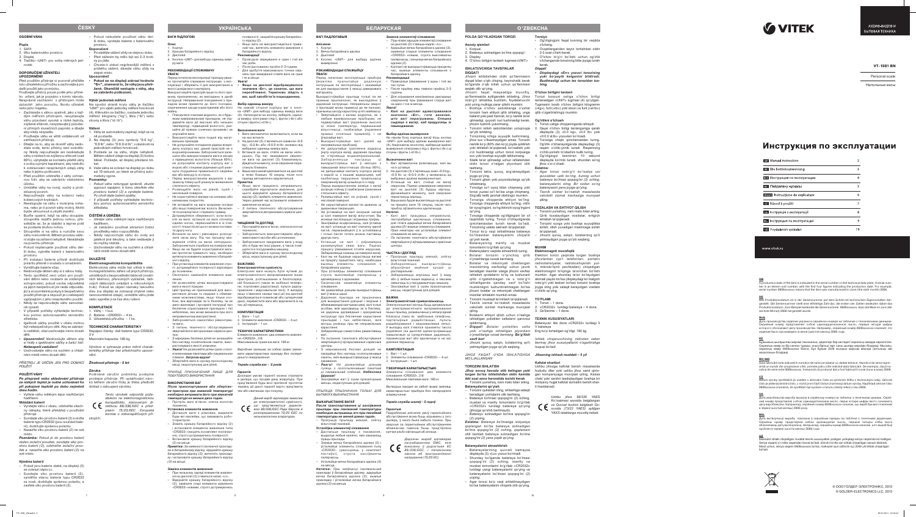# ČESKY

# УКРАЇНСЬКА

# БЕЛАРУСКАЯ

# O'ZBEKCHA

---

VITEK

VT-1981 BN

Personal scale

Напольные весы

# Инструкция по эксплуатации

| | | |
|---|---|---|
| GB | Manual instruction | 2 |
| DE | Die Betriebsanleitung | 3 |
| RUS | Инструкция по эксплуатации | 4 |
| KZ | Пайдалану нұсқауы | 5 |
| RO/MD | Instrucţiunea de exploatare | 6 |
| CZ | Návod k použití | 7 |
| UA | Інструкція з експлуатації | 8 |
| BEL | Інструкцыя па эксплуатацыі | 9 |
| UZ | Foydalanish qoidalari | 10 |

www.vitek.ru

**GB**
A production date of the item is indicated in the serial number on the technical data plate. A serial number goes as follows: an eleven-unit number, with the first four figures indicating the production date. For example, serial number 0606xxxxxxx means that the item was manufactured in June (the sixth month) 2006.

© ООО ГОЛДЕР-ЭЛЕКТРОНИКС, 2013
© GOLDER-ELECTRONICS LLC, 2013